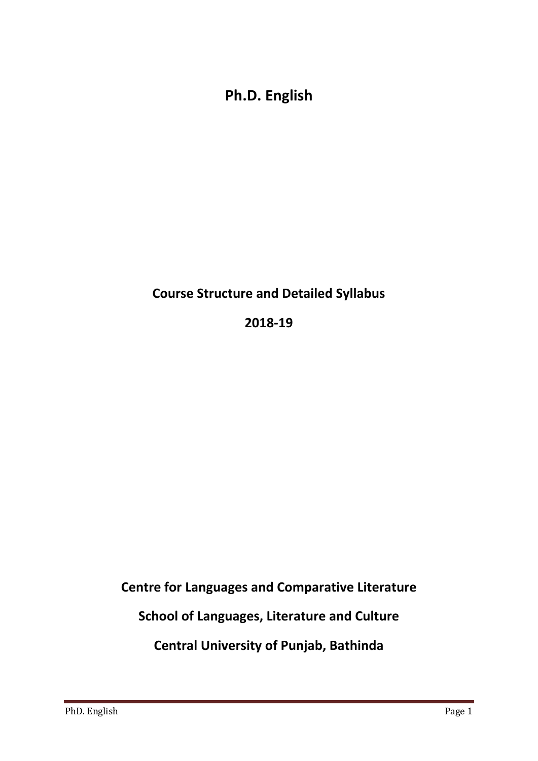# Ph.D. English

## Course Structure and Detailed Syllabus

## 2018-19

## Centre for Languages and Comparative Literature

## School of Languages, Literature and Culture

## Central University of Punjab, Bathinda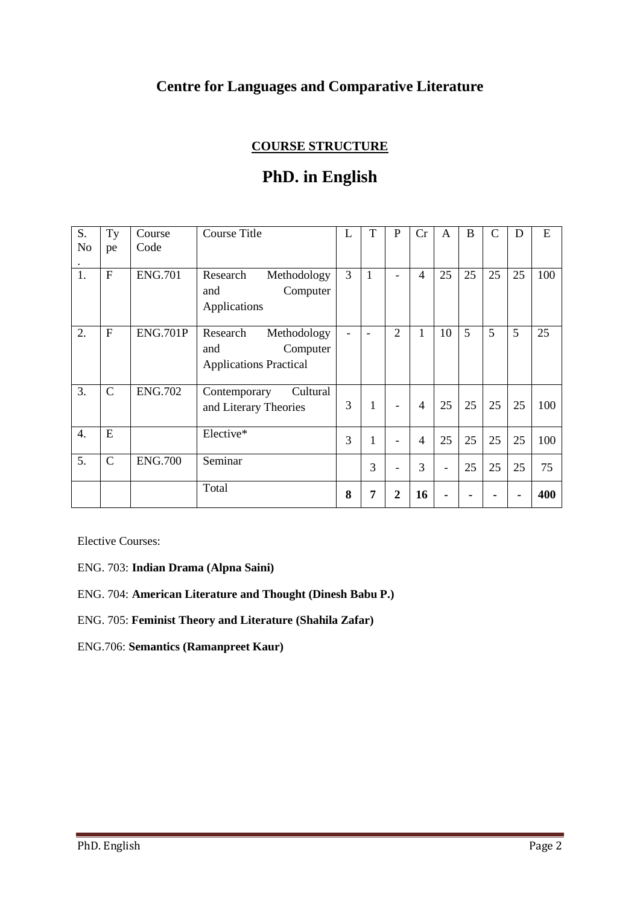# Centre for Languages and Comparative Literature

## COURSE STRUCTURE

# PhD. in English

| S. No. | Type | Course Code | Course Title | L | T | P | Cr | A | B | C | D | E |
|---|---|---|---|---|---|---|---|---|---|---|---|---|
| 1. | F | ENG.701 | Research Methodology and Computer Applications | 3 | 1 | - | 4 | 25 | 25 | 25 | 25 | 100 |
| 2. | F | ENG.701P | Research Methodology and Computer Applications Practical | - | - | 2 | 1 | 10 | 5 | 5 | 5 | 25 |
| 3. | C | ENG.702 | Contemporary Cultural and Literary Theories | 3 | 1 | - | 4 | 25 | 25 | 25 | 25 | 100 |
| 4. | E | | Elective* | 3 | 1 | - | 4 | 25 | 25 | 25 | 25 | 100 |
| 5. | C | ENG.700 | Seminar | | 3 | - | 3 | - | 25 | 25 | 25 | 75 |
| | | | Total | **8** | **7** | **2** | **16** | **-** | **-** | **-** | **-** | **400** |

Elective Courses:

ENG. 703: **Indian Drama (Alpna Saini)**

ENG. 704: **American Literature and Thought (Dinesh Babu P.)**

ENG. 705: **Feminist Theory and Literature (Shahila Zafar)**

ENG.706: **Semantics (Ramanpreet Kaur)**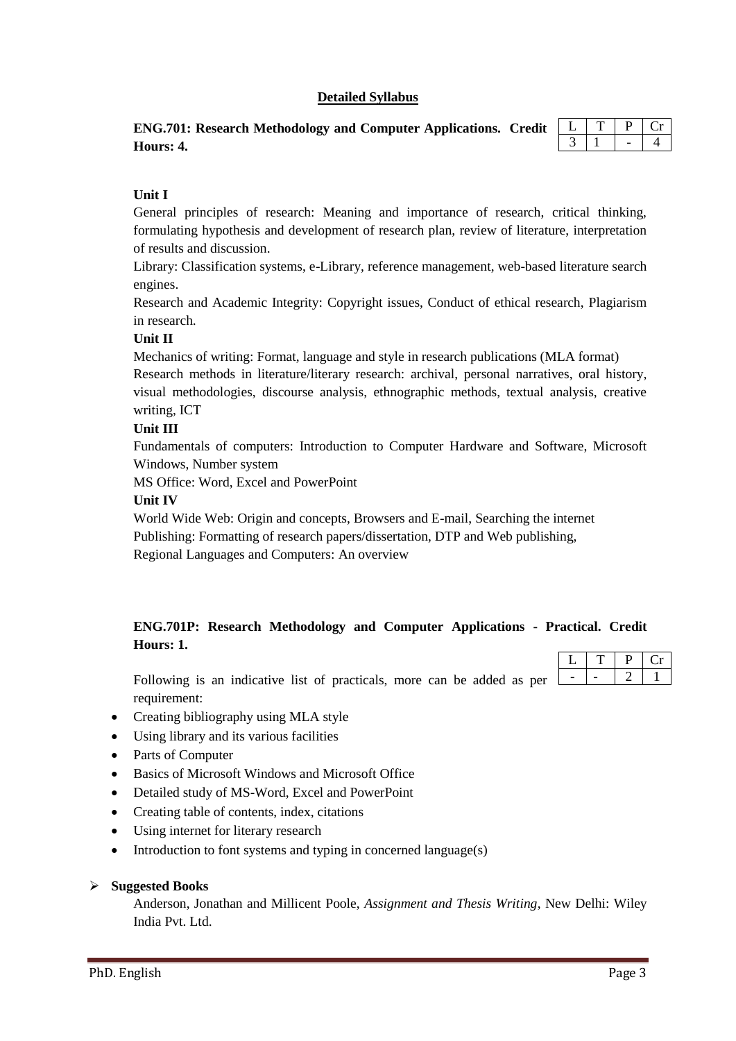## Detailed Syllabus

**ENG.701: Research Methodology and Computer Applications. Credit Hours: 4.**

| L | T | P | Cr |
|---|---|---|---|
| 3 | 1 | - | 4 |

**Unit I**

General principles of research: Meaning and importance of research, critical thinking, formulating hypothesis and development of research plan, review of literature, interpretation of results and discussion.

Library: Classification systems, e-Library, reference management, web-based literature search engines.

Research and Academic Integrity: Copyright issues, Conduct of ethical research, Plagiarism in research.

**Unit II**

Mechanics of writing: Format, language and style in research publications (MLA format)

Research methods in literature/literary research: archival, personal narratives, oral history, visual methodologies, discourse analysis, ethnographic methods, textual analysis, creative writing, ICT

**Unit III**

Fundamentals of computers: Introduction to Computer Hardware and Software, Microsoft Windows, Number system

MS Office: Word, Excel and PowerPoint

**Unit IV**

World Wide Web: Origin and concepts, Browsers and E-mail, Searching the internet

Publishing: Formatting of research papers/dissertation, DTP and Web publishing,

Regional Languages and Computers: An overview

**ENG.701P: Research Methodology and Computer Applications - Practical. Credit Hours: 1.**

| L | T | P | Cr |
|---|---|---|---|
| - | - | 2 | 1 |

Following is an indicative list of practicals, more can be added as per requirement:

- Creating bibliography using MLA style
- Using library and its various facilities
- Parts of Computer
- Basics of Microsoft Windows and Microsoft Office
- Detailed study of MS-Word, Excel and PowerPoint
- Creating table of contents, index, citations
- Using internet for literary research
- Introduction to font systems and typing in concerned language(s)

- **Suggested Books**

  Anderson, Jonathan and Millicent Poole, *Assignment and Thesis Writing*, New Delhi: Wiley India Pvt. Ltd.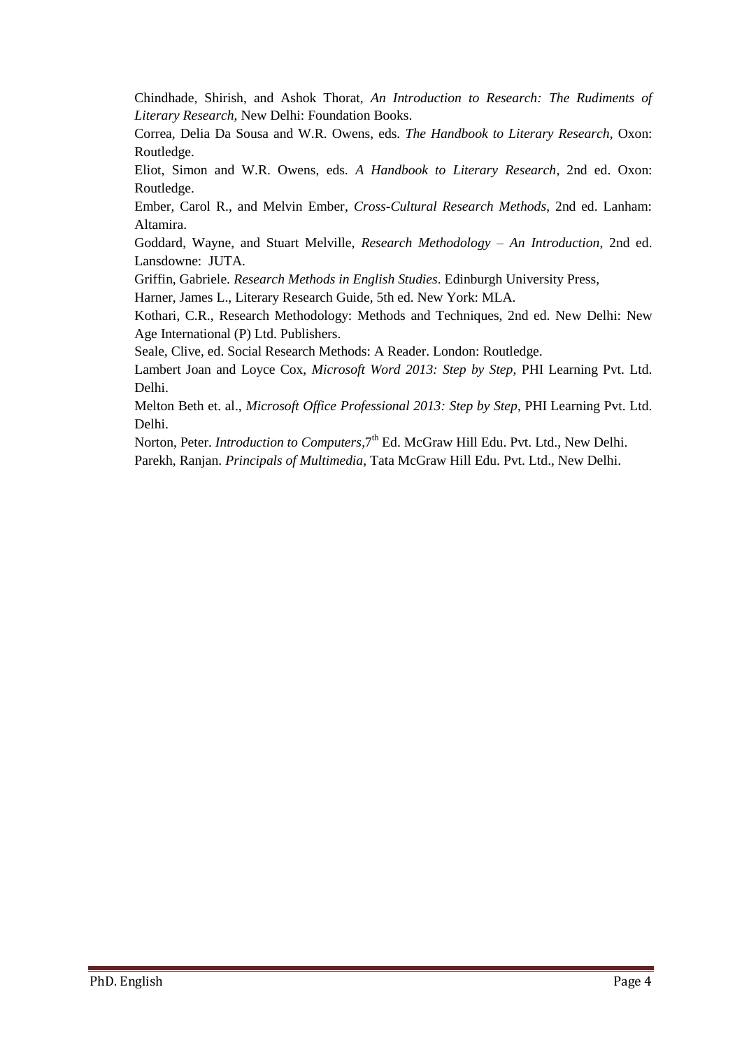Chindhade, Shirish, and Ashok Thorat, *An Introduction to Research: The Rudiments of Literary Research*, New Delhi: Foundation Books.

Correa, Delia Da Sousa and W.R. Owens, eds. *The Handbook to Literary Research*, Oxon: Routledge.

Eliot, Simon and W.R. Owens, eds. *A Handbook to Literary Research*, 2nd ed. Oxon: Routledge.

Ember, Carol R., and Melvin Ember, *Cross-Cultural Research Methods*, 2nd ed. Lanham: Altamira.

Goddard, Wayne, and Stuart Melville, *Research Methodology – An Introduction*, 2nd ed. Lansdowne: JUTA.

Griffin, Gabriele. *Research Methods in English Studies*. Edinburgh University Press,

Harner, James L., Literary Research Guide, 5th ed. New York: MLA.

Kothari, C.R., Research Methodology: Methods and Techniques, 2nd ed. New Delhi: New Age International (P) Ltd. Publishers.

Seale, Clive, ed. Social Research Methods: A Reader. London: Routledge.

Lambert Joan and Loyce Cox, *Microsoft Word 2013: Step by Step*, PHI Learning Pvt. Ltd. Delhi.

Melton Beth et. al., *Microsoft Office Professional 2013: Step by Step*, PHI Learning Pvt. Ltd. Delhi.

Norton, Peter. *Introduction to Computers*,7th Ed. McGraw Hill Edu. Pvt. Ltd., New Delhi.

Parekh, Ranjan. *Principals of Multimedia*, Tata McGraw Hill Edu. Pvt. Ltd., New Delhi.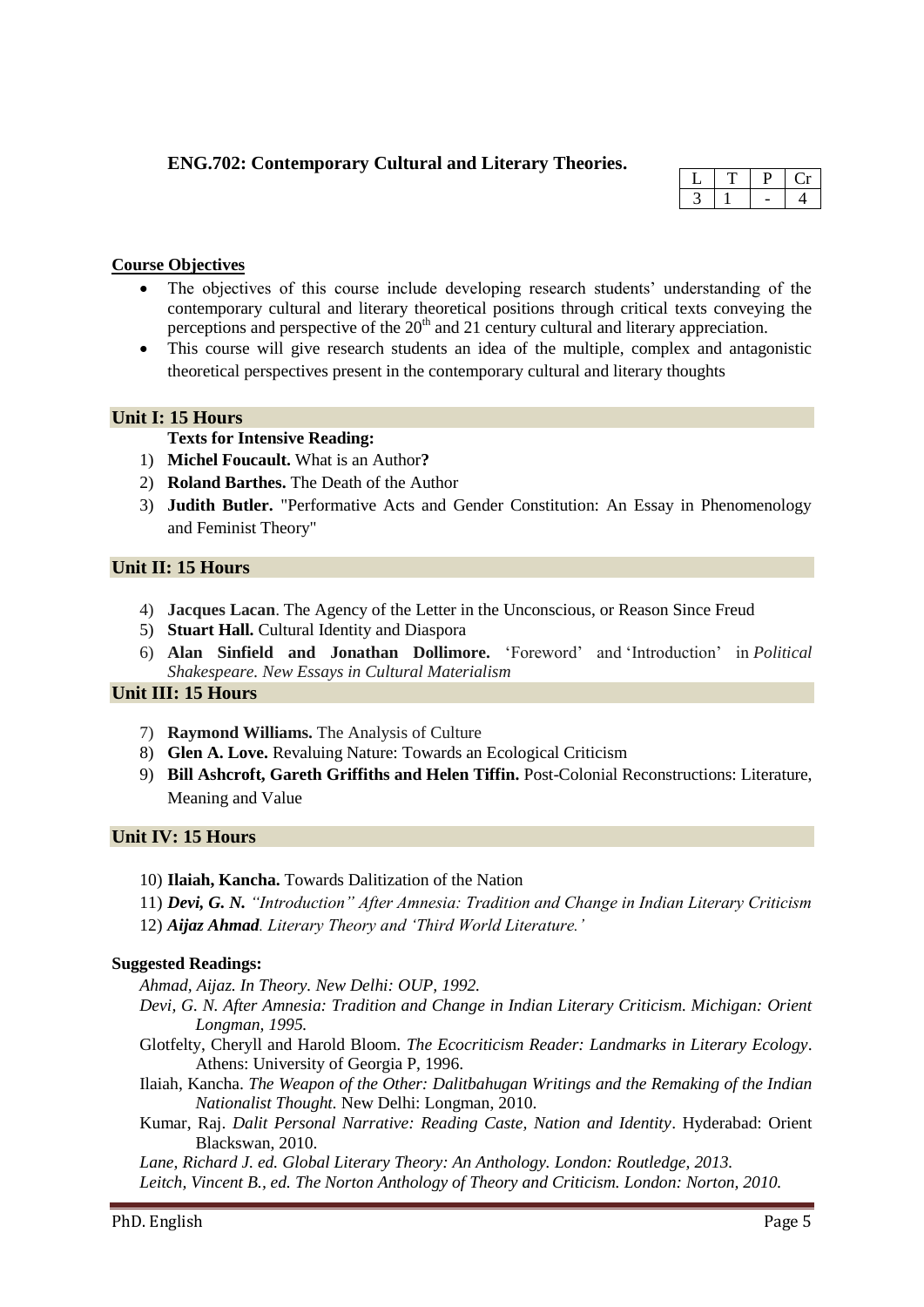## ENG.702: Contemporary Cultural and Literary Theories.

| L | T | P | Cr |
|---|---|---|---|
| 3 | 1 | - | 4 |

**Course Objectives**

- The objectives of this course include developing research students' understanding of the contemporary cultural and literary theoretical positions through critical texts conveying the perceptions and perspective of the 20th and 21 century cultural and literary appreciation.
- This course will give research students an idea of the multiple, complex and antagonistic theoretical perspectives present in the contemporary cultural and literary thoughts

### Unit I: 15 Hours

**Texts for Intensive Reading:**

1) **Michel Foucault.** What is an Author**?**
2) **Roland Barthes.** The Death of the Author
3) **Judith Butler.** "Performative Acts and Gender Constitution: An Essay in Phenomenology and Feminist Theory"

### Unit II: 15 Hours

4) **Jacques Lacan**. The Agency of the Letter in the Unconscious, or Reason Since Freud
5) **Stuart Hall.** Cultural Identity and Diaspora
6) **Alan Sinfield and Jonathan Dollimore.** 'Foreword' and 'Introduction' in *Political Shakespeare. New Essays in Cultural Materialism*

### Unit III: 15 Hours

7) **Raymond Williams.** The Analysis of Culture
8) **Glen A. Love.** Revaluing Nature: Towards an Ecological Criticism
9) **Bill Ashcroft, Gareth Griffiths and Helen Tiffin.** Post-Colonial Reconstructions: Literature, Meaning and Value

### Unit IV: 15 Hours

10) **Ilaiah, Kancha.** Towards Dalitization of the Nation
11) ***Devi, G. N.*** *"Introduction" After Amnesia: Tradition and Change in Indian Literary Criticism*
12) ***Aijaz Ahmad****. Literary Theory and 'Third World Literature.'*

**Suggested Readings:**

*Ahmad, Aijaz. In Theory. New Delhi: OUP, 1992.*

*Devi, G. N. After Amnesia: Tradition and Change in Indian Literary Criticism. Michigan: Orient Longman, 1995.*

Glotfelty, Cheryll and Harold Bloom. *The Ecocriticism Reader: Landmarks in Literary Ecology*. Athens: University of Georgia P, 1996.

Ilaiah, Kancha. *The Weapon of the Other: Dalitbahugan Writings and the Remaking of the Indian Nationalist Thought.* New Delhi: Longman, 2010.

Kumar, Raj. *Dalit Personal Narrative: Reading Caste, Nation and Identity*. Hyderabad: Orient Blackswan, 2010.

*Lane, Richard J. ed. Global Literary Theory: An Anthology. London: Routledge, 2013.*

*Leitch, Vincent B., ed. The Norton Anthology of Theory and Criticism. London: Norton, 2010.*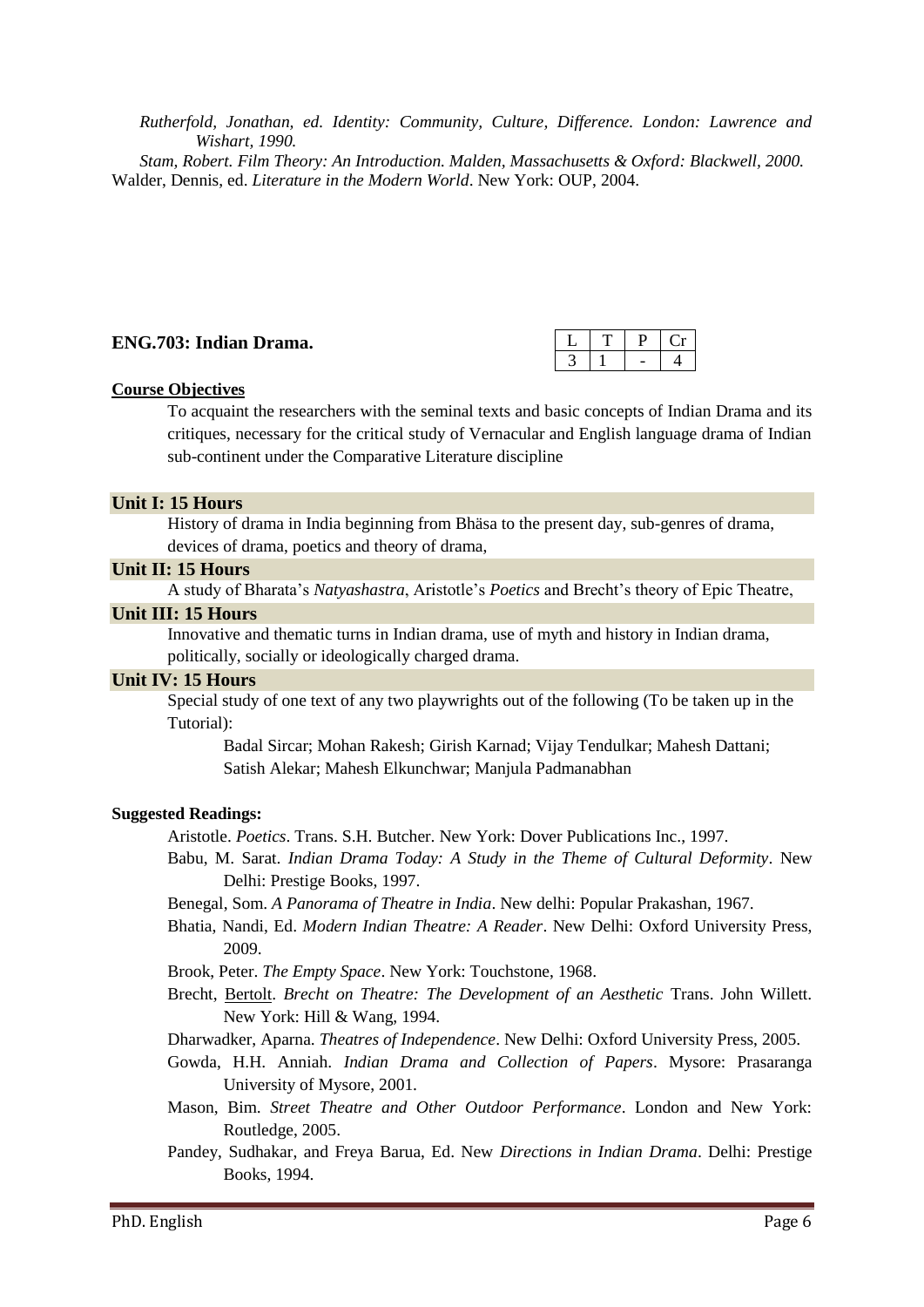*Rutherfold, Jonathan, ed. Identity: Community, Culture, Difference. London: Lawrence and Wishart, 1990.*

*Stam, Robert. Film Theory: An Introduction. Malden, Massachusetts & Oxford: Blackwell, 2000.*

Walder, Dennis, ed. *Literature in the Modern World*. New York: OUP, 2004.

## ENG.703: Indian Drama.

| L | T | P | Cr |
|---|---|---|---|
| 3 | 1 | - | 4 |

**Course Objectives**

To acquaint the researchers with the seminal texts and basic concepts of Indian Drama and its critiques, necessary for the critical study of Vernacular and English language drama of Indian sub-continent under the Comparative Literature discipline

**Unit I: 15 Hours**

History of drama in India beginning from Bhäsa to the present day, sub-genres of drama, devices of drama, poetics and theory of drama,

**Unit II: 15 Hours**

A study of Bharata's *Natyashastra*, Aristotle's *Poetics* and Brecht's theory of Epic Theatre,

**Unit III: 15 Hours**

Innovative and thematic turns in Indian drama, use of myth and history in Indian drama, politically, socially or ideologically charged drama.

**Unit IV: 15 Hours**

Special study of one text of any two playwrights out of the following (To be taken up in the Tutorial):

Badal Sircar; Mohan Rakesh; Girish Karnad; Vijay Tendulkar; Mahesh Dattani; Satish Alekar; Mahesh Elkunchwar; Manjula Padmanabhan

**Suggested Readings:**

Aristotle. *Poetics*. Trans. S.H. Butcher. New York: Dover Publications Inc., 1997.

Babu, M. Sarat. *Indian Drama Today: A Study in the Theme of Cultural Deformity*. New Delhi: Prestige Books, 1997.

Benegal, Som. *A Panorama of Theatre in India*. New delhi: Popular Prakashan, 1967.

Bhatia, Nandi, Ed. *Modern Indian Theatre: A Reader*. New Delhi: Oxford University Press, 2009.

Brook, Peter. *The Empty Space*. New York: Touchstone, 1968.

Brecht, Bertolt. *Brecht on Theatre: The Development of an Aesthetic* Trans. John Willett. New York: Hill & Wang, 1994.

Dharwadker, Aparna. *Theatres of Independence*. New Delhi: Oxford University Press, 2005.

Gowda, H.H. Anniah. *Indian Drama and Collection of Papers*. Mysore: Prasaranga University of Mysore, 2001.

Mason, Bim. *Street Theatre and Other Outdoor Performance*. London and New York: Routledge, 2005.

Pandey, Sudhakar, and Freya Barua, Ed. New *Directions in Indian Drama*. Delhi: Prestige Books, 1994.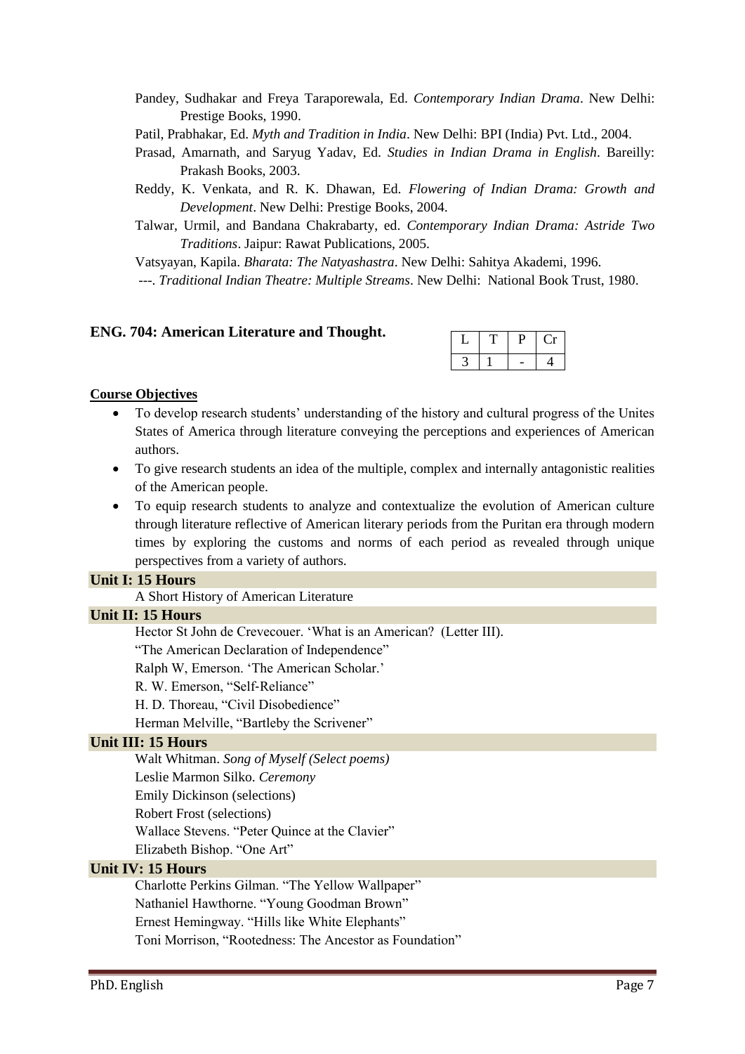Pandey, Sudhakar and Freya Taraporewala, Ed. *Contemporary Indian Drama*. New Delhi: Prestige Books, 1990.

Patil, Prabhakar, Ed. *Myth and Tradition in India*. New Delhi: BPI (India) Pvt. Ltd., 2004.

Prasad, Amarnath, and Saryug Yadav, Ed. *Studies in Indian Drama in English*. Bareilly: Prakash Books, 2003.

Reddy, K. Venkata, and R. K. Dhawan, Ed. *Flowering of Indian Drama: Growth and Development*. New Delhi: Prestige Books, 2004.

Talwar, Urmil, and Bandana Chakrabarty, ed. *Contemporary Indian Drama: Astride Two Traditions*. Jaipur: Rawat Publications, 2005.

Vatsyayan, Kapila. *Bharata: The Natyashastra*. New Delhi: Sahitya Akademi, 1996.

---. *Traditional Indian Theatre: Multiple Streams*. New Delhi: National Book Trust, 1980.

## ENG. 704: American Literature and Thought.

| L | T | P | Cr |
|---|---|---|---|
| 3 | 1 | - | 4 |

**Course Objectives**

- To develop research students' understanding of the history and cultural progress of the Unites States of America through literature conveying the perceptions and experiences of American authors.
- To give research students an idea of the multiple, complex and internally antagonistic realities of the American people.
- To equip research students to analyze and contextualize the evolution of American culture through literature reflective of American literary periods from the Puritan era through modern times by exploring the customs and norms of each period as revealed through unique perspectives from a variety of authors.

**Unit I: 15 Hours**

A Short History of American Literature

**Unit II: 15 Hours**

Hector St John de Crevecouer. 'What is an American? (Letter III).

"The American Declaration of Independence"

Ralph W, Emerson. 'The American Scholar.'

R. W. Emerson, "Self-Reliance"

H. D. Thoreau, "Civil Disobedience"

Herman Melville, "Bartleby the Scrivener"

**Unit III: 15 Hours**

Walt Whitman. *Song of Myself (Select poems)*

Leslie Marmon Silko. *Ceremony*

Emily Dickinson (selections)

Robert Frost (selections)

Wallace Stevens. "Peter Quince at the Clavier"

Elizabeth Bishop. "One Art"

**Unit IV: 15 Hours**

Charlotte Perkins Gilman. "The Yellow Wallpaper"

Nathaniel Hawthorne. "Young Goodman Brown"

Ernest Hemingway. "Hills like White Elephants"

Toni Morrison, "Rootedness: The Ancestor as Foundation"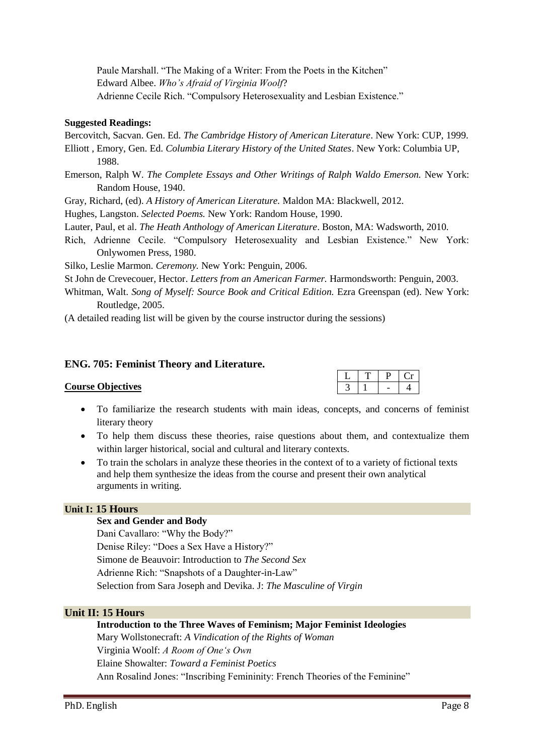Paule Marshall. "The Making of a Writer: From the Poets in the Kitchen"
Edward Albee. *Who's Afraid of Virginia Woolf*?
Adrienne Cecile Rich. "Compulsory Heterosexuality and Lesbian Existence."

**Suggested Readings:**

Bercovitch, Sacvan. Gen. Ed. *The Cambridge History of American Literature*. New York: CUP, 1999.

Elliott , Emory, Gen. Ed. *Columbia Literary History of the United States*. New York: Columbia UP, 1988.

Emerson, Ralph W. *The Complete Essays and Other Writings of Ralph Waldo Emerson.* New York: Random House, 1940.

Gray, Richard, (ed). *A History of American Literature.* Maldon MA: Blackwell, 2012.

Hughes, Langston. *Selected Poems.* New York: Random House, 1990.

Lauter, Paul, et al. *The Heath Anthology of American Literature*. Boston, MA: Wadsworth, 2010.

Rich, Adrienne Cecile. "Compulsory Heterosexuality and Lesbian Existence." New York: Onlywomen Press, 1980.

Silko, Leslie Marmon. *Ceremony.* New York: Penguin, 2006.

St John de Crevecouer, Hector. *Letters from an American Farmer.* Harmondsworth: Penguin, 2003.

Whitman, Walt. *Song of Myself: Source Book and Critical Edition.* Ezra Greenspan (ed). New York: Routledge, 2005.

(A detailed reading list will be given by the course instructor during the sessions)

## ENG. 705: Feminist Theory and Literature.

| L | T | P | Cr |
|---|---|---|---|
| 3 | 1 | - | 4 |

**Course Objectives**

- To familiarize the research students with main ideas, concepts, and concerns of feminist literary theory
- To help them discuss these theories, raise questions about them, and contextualize them within larger historical, social and cultural and literary contexts.
- To train the scholars in analyze these theories in the context of to a variety of fictional texts and help them synthesize the ideas from the course and present their own analytical arguments in writing.

### Unit I: 15 Hours

**Sex and Gender and Body**

Dani Cavallaro: "Why the Body?"
Denise Riley: "Does a Sex Have a History?"
Simone de Beauvoir: Introduction to *The Second Sex*
Adrienne Rich: "Snapshots of a Daughter-in-Law"
Selection from Sara Joseph and Devika. J: *The Masculine of Virgin*

### Unit II: 15 Hours

**Introduction to the Three Waves of Feminism; Major Feminist Ideologies**

Mary Wollstonecraft: *A Vindication of the Rights of Woman*
Virginia Woolf: *A Room of One's Own*
Elaine Showalter: *Toward a Feminist Poetics*
Ann Rosalind Jones: "Inscribing Femininity: French Theories of the Feminine"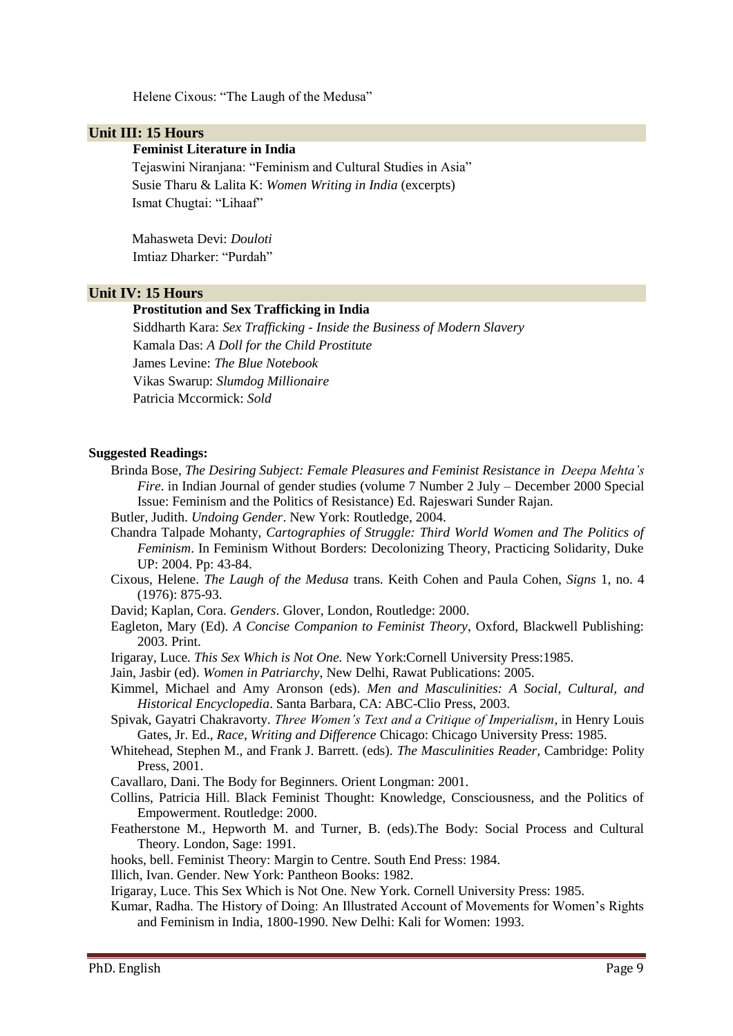Helene Cixous: "The Laugh of the Medusa"

## Unit III: 15 Hours

**Feminist Literature in India**

Tejaswini Niranjana: "Feminism and Cultural Studies in Asia"
Susie Tharu & Lalita K: *Women Writing in India* (excerpts)
Ismat Chugtai: "Lihaaf"

Mahasweta Devi: *Douloti*
Imtiaz Dharker: "Purdah"

## Unit IV: 15 Hours

**Prostitution and Sex Trafficking in India**

Siddharth Kara: *Sex Trafficking - Inside the Business of Modern Slavery*
Kamala Das: *A Doll for the Child Prostitute*
James Levine: *The Blue Notebook*
Vikas Swarup: *Slumdog Millionaire*
Patricia Mccormick: *Sold*

**Suggested Readings:**

Brinda Bose, *The Desiring Subject: Female Pleasures and Feminist Resistance in Deepa Mehta's Fire*. in Indian Journal of gender studies (volume 7 Number 2 July – December 2000 Special Issue: Feminism and the Politics of Resistance) Ed. Rajeswari Sunder Rajan.

Butler, Judith. *Undoing Gender*. New York: Routledge, 2004.

Chandra Talpade Mohanty, *Cartographies of Struggle: Third World Women and The Politics of Feminism*. In Feminism Without Borders: Decolonizing Theory, Practicing Solidarity, Duke UP: 2004. Pp: 43-84.

Cixous, Helene. *The Laugh of the Medusa* trans. Keith Cohen and Paula Cohen, *Signs* 1, no. 4 (1976): 875-93.

David; Kaplan, Cora. *Genders*. Glover, London, Routledge: 2000.

Eagleton, Mary (Ed). *A Concise Companion to Feminist Theory*, Oxford, Blackwell Publishing: 2003. Print.

Irigaray, Luce. *This Sex Which is Not One.* New York:Cornell University Press:1985.

Jain, Jasbir (ed). *Women in Patriarchy*, New Delhi, Rawat Publications: 2005.

Kimmel, Michael and Amy Aronson (eds). *Men and Masculinities: A Social, Cultural, and Historical Encyclopedia*. Santa Barbara, CA: ABC-Clio Press, 2003.

Spivak, Gayatri Chakravorty. *Three Women's Text and a Critique of Imperialism*, in Henry Louis Gates, Jr. Ed., *Race, Writing and Difference* Chicago: Chicago University Press: 1985.

Whitehead, Stephen M., and Frank J. Barrett. (eds). *The Masculinities Reader*, Cambridge: Polity Press, 2001.

Cavallaro, Dani. The Body for Beginners. Orient Longman: 2001.

Collins, Patricia Hill. Black Feminist Thought: Knowledge, Consciousness, and the Politics of Empowerment. Routledge: 2000.

Featherstone M., Hepworth M. and Turner, B. (eds).The Body: Social Process and Cultural Theory. London, Sage: 1991.

hooks, bell. Feminist Theory: Margin to Centre. South End Press: 1984.

Illich, Ivan. Gender. New York: Pantheon Books: 1982.

Irigaray, Luce. This Sex Which is Not One. New York. Cornell University Press: 1985.

Kumar, Radha. The History of Doing: An Illustrated Account of Movements for Women's Rights and Feminism in India, 1800-1990. New Delhi: Kali for Women: 1993.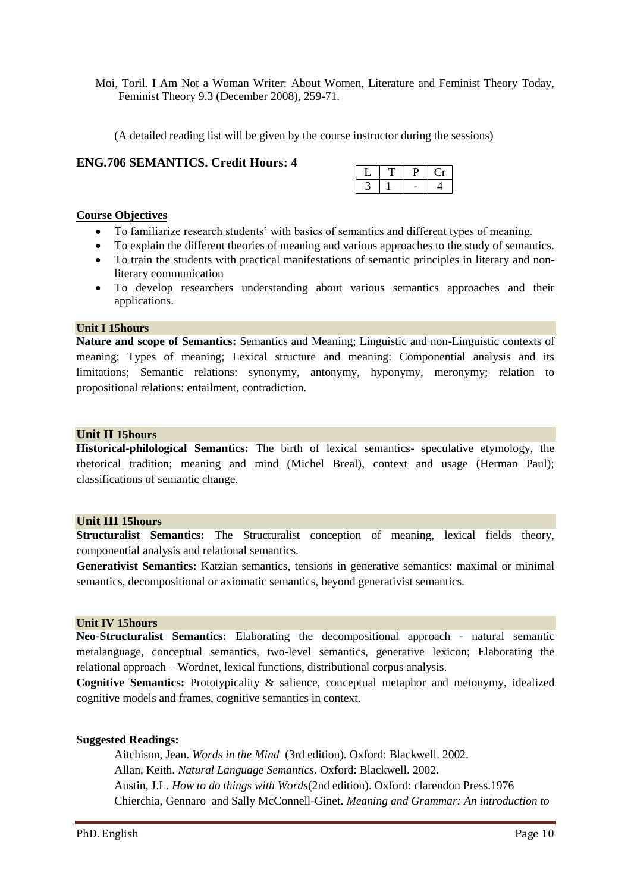Moi, Toril. I Am Not a Woman Writer: About Women, Literature and Feminist Theory Today, Feminist Theory 9.3 (December 2008), 259-71.

(A detailed reading list will be given by the course instructor during the sessions)

## ENG.706 SEMANTICS. Credit Hours: 4

| L | T | P | Cr |
|---|---|---|---|
| 3 | 1 | - | 4 |

**Course Objectives**

- To familiarize research students' with basics of semantics and different types of meaning.
- To explain the different theories of meaning and various approaches to the study of semantics.
- To train the students with practical manifestations of semantic principles in literary and non-literary communication
- To develop researchers understanding about various semantics approaches and their applications.

**Unit I 15hours**

**Nature and scope of Semantics:** Semantics and Meaning; Linguistic and non-Linguistic contexts of meaning; Types of meaning; Lexical structure and meaning: Componential analysis and its limitations; Semantic relations: synonymy, antonymy, hyponymy, meronymy; relation to propositional relations: entailment, contradiction.

**Unit II 15hours**

**Historical-philological Semantics:** The birth of lexical semantics- speculative etymology, the rhetorical tradition; meaning and mind (Michel Breal), context and usage (Herman Paul); classifications of semantic change.

**Unit III 15hours**

**Structuralist Semantics:** The Structuralist conception of meaning, lexical fields theory, componential analysis and relational semantics.

**Generativist Semantics:** Katzian semantics, tensions in generative semantics: maximal or minimal semantics, decompositional or axiomatic semantics, beyond generativist semantics.

**Unit IV 15hours**

**Neo-Structuralist Semantics:** Elaborating the decompositional approach - natural semantic metalanguage, conceptual semantics, two-level semantics, generative lexicon; Elaborating the relational approach – Wordnet, lexical functions, distributional corpus analysis.

**Cognitive Semantics:** Prototypicality & salience, conceptual metaphor and metonymy, idealized cognitive models and frames, cognitive semantics in context.

**Suggested Readings:**

Aitchison, Jean. *Words in the Mind* (3rd edition). Oxford: Blackwell. 2002.
Allan, Keith. *Natural Language Semantics*. Oxford: Blackwell. 2002.
Austin, J.L. *How to do things with Words*(2nd edition). Oxford: clarendon Press.1976
Chierchia, Gennaro and Sally McConnell-Ginet. *Meaning and Grammar: An introduction to*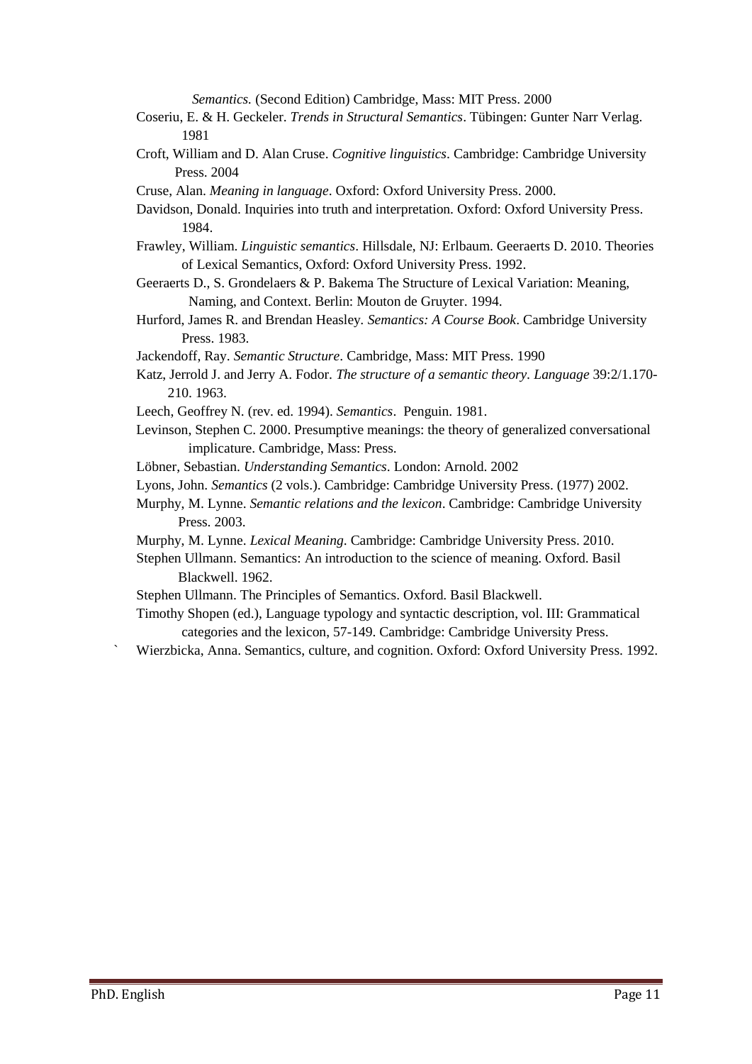*Semantics.* (Second Edition) Cambridge, Mass: MIT Press. 2000

Coseriu, E. & H. Geckeler. *Trends in Structural Semantics*. Tübingen: Gunter Narr Verlag. 1981

Croft, William and D. Alan Cruse. *Cognitive linguistics*. Cambridge: Cambridge University Press. 2004

Cruse, Alan. *Meaning in language*. Oxford: Oxford University Press. 2000.

Davidson, Donald. Inquiries into truth and interpretation. Oxford: Oxford University Press. 1984.

Frawley, William. *Linguistic semantics*. Hillsdale, NJ: Erlbaum. Geeraerts D. 2010. Theories of Lexical Semantics, Oxford: Oxford University Press. 1992.

Geeraerts D., S. Grondelaers & P. Bakema The Structure of Lexical Variation: Meaning, Naming, and Context. Berlin: Mouton de Gruyter. 1994.

Hurford, James R. and Brendan Heasley. *Semantics: A Course Book*. Cambridge University Press. 1983.

Jackendoff, Ray. *Semantic Structure*. Cambridge, Mass: MIT Press. 1990

Katz, Jerrold J. and Jerry A. Fodor. *The structure of a semantic theory*. *Language* 39:2/1.170-210. 1963.

Leech, Geoffrey N. (rev. ed. 1994). *Semantics*. Penguin. 1981.

Levinson, Stephen C. 2000. Presumptive meanings: the theory of generalized conversational implicature. Cambridge, Mass: Press.

Löbner, Sebastian. *Understanding Semantics*. London: Arnold. 2002

Lyons, John. *Semantics* (2 vols.). Cambridge: Cambridge University Press. (1977) 2002.

Murphy, M. Lynne. *Semantic relations and the lexicon*. Cambridge: Cambridge University Press. 2003.

Murphy, M. Lynne. *Lexical Meaning*. Cambridge: Cambridge University Press. 2010.

Stephen Ullmann. Semantics: An introduction to the science of meaning. Oxford. Basil Blackwell. 1962.

Stephen Ullmann. The Principles of Semantics. Oxford. Basil Blackwell.

Timothy Shopen (ed.), Language typology and syntactic description, vol. III: Grammatical categories and the lexicon, 57-149. Cambridge: Cambridge University Press.

` Wierzbicka, Anna. Semantics, culture, and cognition. Oxford: Oxford University Press. 1992.